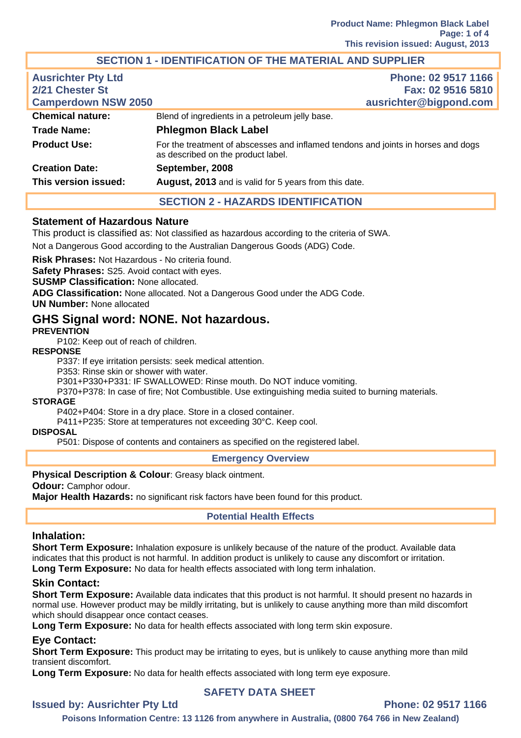## SECTION 1 - IDENTIFICATION OF THE MATERIAL AND SUPPLIER

**Ausrichter Pty Ltd**
**2/21 Chester St**
**Camperdown NSW 2050**

**Phone: 02 9517 1166**
**Fax: 02 9516 5810**
**ausrichter@bigpond.com**

| | |
|---|---|
| **Chemical nature:** | Blend of ingredients in a petroleum jelly base. |
| **Trade Name:** | **Phlegmon Black Label** |
| **Product Use:** | For the treatment of abscesses and inflamed tendons and joints in horses and dogs as described on the product label. |
| **Creation Date:** | **September, 2008** |
| **This version issued:** | **August, 2013** and is valid for 5 years from this date. |

## SECTION 2 - HAZARDS IDENTIFICATION

### Statement of Hazardous Nature

This product is classified as: Not classified as hazardous according to the criteria of SWA.

Not a Dangerous Good according to the Australian Dangerous Goods (ADG) Code.

**Risk Phrases:** Not Hazardous - No criteria found.
**Safety Phrases:** S25. Avoid contact with eyes.
**SUSMP Classification:** None allocated.
**ADG Classification:** None allocated. Not a Dangerous Good under the ADG Code.
**UN Number:** None allocated

## GHS Signal word: NONE. Not hazardous.

**PREVENTION**

P102: Keep out of reach of children.

**RESPONSE**

P337: If eye irritation persists: seek medical attention.
P353: Rinse skin or shower with water.
P301+P330+P331: IF SWALLOWED: Rinse mouth. Do NOT induce vomiting.
P370+P378: In case of fire; Not Combustible. Use extinguishing media suited to burning materials.

**STORAGE**

P402+P404: Store in a dry place. Store in a closed container.
P411+P235: Store at temperatures not exceeding 30°C. Keep cool.

**DISPOSAL**

P501: Dispose of contents and containers as specified on the registered label.

### Emergency Overview

**Physical Description & Colour**: Greasy black ointment.
**Odour:** Camphor odour.
**Major Health Hazards:** no significant risk factors have been found for this product.

### Potential Health Effects

### Inhalation:

**Short Term Exposure:** Inhalation exposure is unlikely because of the nature of the product. Available data indicates that this product is not harmful. In addition product is unlikely to cause any discomfort or irritation.
**Long Term Exposure:** No data for health effects associated with long term inhalation.

### Skin Contact:

**Short Term Exposure:** Available data indicates that this product is not harmful. It should present no hazards in normal use. However product may be mildly irritating, but is unlikely to cause anything more than mild discomfort which should disappear once contact ceases.
**Long Term Exposure:** No data for health effects associated with long term skin exposure.

### Eye Contact:

**Short Term Exposure:** This product may be irritating to eyes, but is unlikely to cause anything more than mild transient discomfort.
**Long Term Exposure:** No data for health effects associated with long term eye exposure.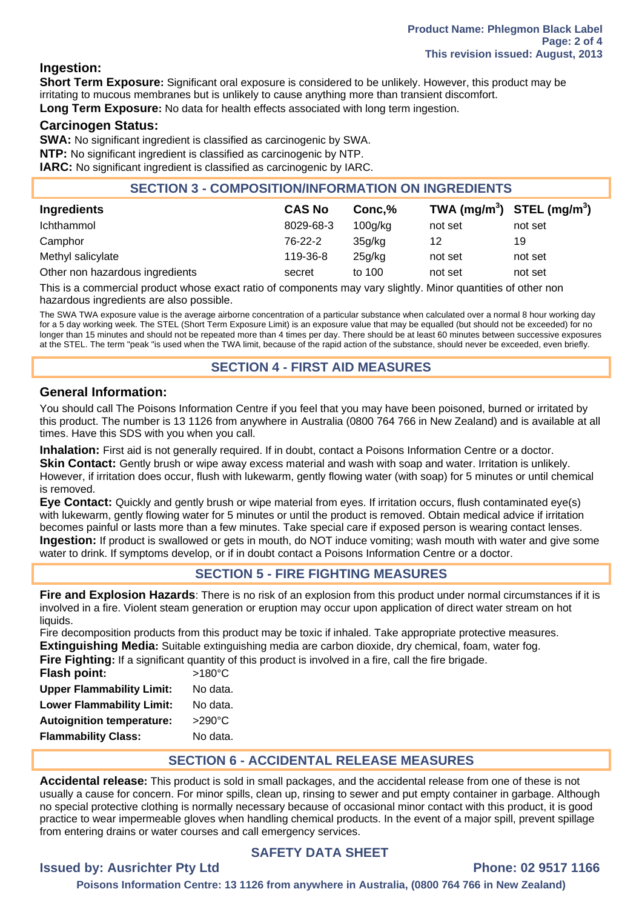### Ingestion:

**Short Term Exposure:** Significant oral exposure is considered to be unlikely. However, this product may be irritating to mucous membranes but is unlikely to cause anything more than transient discomfort.

**Long Term Exposure:** No data for health effects associated with long term ingestion.

### Carcinogen Status:

**SWA:** No significant ingredient is classified as carcinogenic by SWA.

**NTP:** No significant ingredient is classified as carcinogenic by NTP.

**IARC:** No significant ingredient is classified as carcinogenic by IARC.

## SECTION 3 - COMPOSITION/INFORMATION ON INGREDIENTS

| Ingredients | CAS No | Conc,% | TWA ($mg/m^3$) | STEL ($mg/m^3$) |
|---|---|---|---|---|
| Ichthammol | 8029-68-3 | 100g/kg | not set | not set |
| Camphor | 76-22-2 | 35g/kg | 12 | 19 |
| Methyl salicylate | 119-36-8 | 25g/kg | not set | not set |
| Other non hazardous ingredients | secret | to 100 | not set | not set |

This is a commercial product whose exact ratio of components may vary slightly. Minor quantities of other non hazardous ingredients are also possible.

The SWA TWA exposure value is the average airborne concentration of a particular substance when calculated over a normal 8 hour working day for a 5 day working week. The STEL (Short Term Exposure Limit) is an exposure value that may be equalled (but should not be exceeded) for no longer than 15 minutes and should not be repeated more than 4 times per day. There should be at least 60 minutes between successive exposures at the STEL. The term "peak "is used when the TWA limit, because of the rapid action of the substance, should never be exceeded, even briefly.

## SECTION 4 - FIRST AID MEASURES

### General Information:

You should call The Poisons Information Centre if you feel that you may have been poisoned, burned or irritated by this product. The number is 13 1126 from anywhere in Australia (0800 764 766 in New Zealand) and is available at all times. Have this SDS with you when you call.

**Inhalation:** First aid is not generally required. If in doubt, contact a Poisons Information Centre or a doctor.

**Skin Contact:** Gently brush or wipe away excess material and wash with soap and water. Irritation is unlikely. However, if irritation does occur, flush with lukewarm, gently flowing water (with soap) for 5 minutes or until chemical is removed.

**Eye Contact:** Quickly and gently brush or wipe material from eyes. If irritation occurs, flush contaminated eye(s) with lukewarm, gently flowing water for 5 minutes or until the product is removed. Obtain medical advice if irritation becomes painful or lasts more than a few minutes. Take special care if exposed person is wearing contact lenses.

**Ingestion:** If product is swallowed or gets in mouth, do NOT induce vomiting; wash mouth with water and give some water to drink. If symptoms develop, or if in doubt contact a Poisons Information Centre or a doctor.

## SECTION 5 - FIRE FIGHTING MEASURES

**Fire and Explosion Hazards**: There is no risk of an explosion from this product under normal circumstances if it is involved in a fire. Violent steam generation or eruption may occur upon application of direct water stream on hot liquids.

Fire decomposition products from this product may be toxic if inhaled. Take appropriate protective measures.

**Extinguishing Media:** Suitable extinguishing media are carbon dioxide, dry chemical, foam, water fog.

**Fire Fighting:** If a significant quantity of this product is involved in a fire, call the fire brigade.

**Flash point:** >180°C

**Upper Flammability Limit:** No data.

**Lower Flammability Limit:** No data.

**Autoignition temperature:** >290°C

**Flammability Class:** No data.

## SECTION 6 - ACCIDENTAL RELEASE MEASURES

**Accidental release:** This product is sold in small packages, and the accidental release from one of these is not usually a cause for concern. For minor spills, clean up, rinsing to sewer and put empty container in garbage. Although no special protective clothing is normally necessary because of occasional minor contact with this product, it is good practice to wear impermeable gloves when handling chemical products. In the event of a major spill, prevent spillage from entering drains or water courses and call emergency services.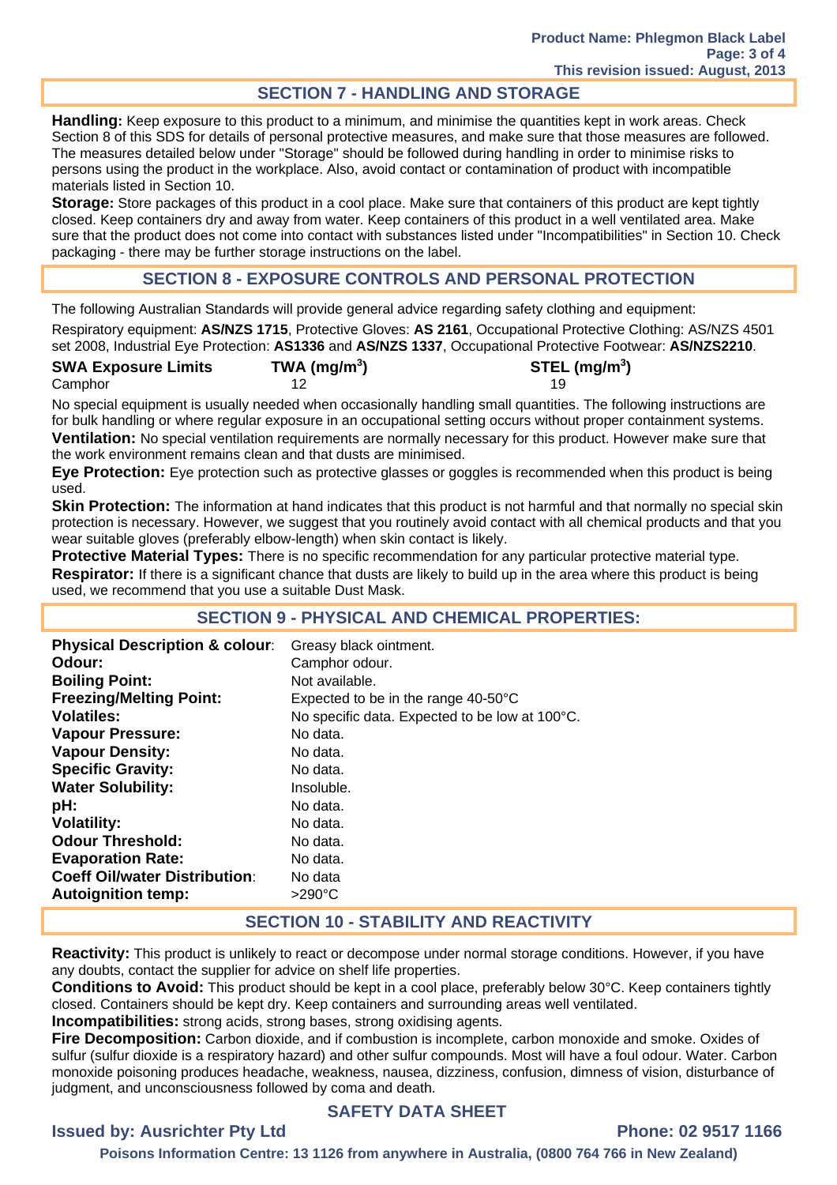## SECTION 7 - HANDLING AND STORAGE

**Handling:** Keep exposure to this product to a minimum, and minimise the quantities kept in work areas. Check Section 8 of this SDS for details of personal protective measures, and make sure that those measures are followed. The measures detailed below under "Storage" should be followed during handling in order to minimise risks to persons using the product in the workplace. Also, avoid contact or contamination of product with incompatible materials listed in Section 10.

**Storage:** Store packages of this product in a cool place. Make sure that containers of this product are kept tightly closed. Keep containers dry and away from water. Keep containers of this product in a well ventilated area. Make sure that the product does not come into contact with substances listed under "Incompatibilities" in Section 10. Check packaging - there may be further storage instructions on the label.

## SECTION 8 - EXPOSURE CONTROLS AND PERSONAL PROTECTION

The following Australian Standards will provide general advice regarding safety clothing and equipment:

Respiratory equipment: **AS/NZS 1715**, Protective Gloves: **AS 2161**, Occupational Protective Clothing: AS/NZS 4501 set 2008, Industrial Eye Protection: **AS1336** and **AS/NZS 1337**, Occupational Protective Footwear: **AS/NZS2210**.

| SWA Exposure Limits | TWA ($mg/m^3$) | STEL ($mg/m^3$) |
|---|---|---|
| Camphor | 12 | 19 |

No special equipment is usually needed when occasionally handling small quantities. The following instructions are for bulk handling or where regular exposure in an occupational setting occurs without proper containment systems.

**Ventilation:** No special ventilation requirements are normally necessary for this product. However make sure that the work environment remains clean and that dusts are minimised.

**Eye Protection:** Eye protection such as protective glasses or goggles is recommended when this product is being used.

**Skin Protection:** The information at hand indicates that this product is not harmful and that normally no special skin protection is necessary. However, we suggest that you routinely avoid contact with all chemical products and that you wear suitable gloves (preferably elbow-length) when skin contact is likely.

**Protective Material Types:** There is no specific recommendation for any particular protective material type.

**Respirator:** If there is a significant chance that dusts are likely to build up in the area where this product is being used, we recommend that you use a suitable Dust Mask.

## SECTION 9 - PHYSICAL AND CHEMICAL PROPERTIES:

| | |
|---|---|
| **Physical Description & colour**: | Greasy black ointment. |
| **Odour:** | Camphor odour. |
| **Boiling Point:** | Not available. |
| **Freezing/Melting Point:** | Expected to be in the range 40-50°C |
| **Volatiles:** | No specific data. Expected to be low at 100°C. |
| **Vapour Pressure:** | No data. |
| **Vapour Density:** | No data. |
| **Specific Gravity:** | No data. |
| **Water Solubility:** | Insoluble. |
| **pH:** | No data. |
| **Volatility:** | No data. |
| **Odour Threshold:** | No data. |
| **Evaporation Rate:** | No data. |
| **Coeff Oil/water Distribution**: | No data |
| **Autoignition temp:** | >290°C |

## SECTION 10 - STABILITY AND REACTIVITY

**Reactivity:** This product is unlikely to react or decompose under normal storage conditions. However, if you have any doubts, contact the supplier for advice on shelf life properties.

**Conditions to Avoid:** This product should be kept in a cool place, preferably below 30°C. Keep containers tightly closed. Containers should be kept dry. Keep containers and surrounding areas well ventilated.

**Incompatibilities:** strong acids, strong bases, strong oxidising agents.

**Fire Decomposition:** Carbon dioxide, and if combustion is incomplete, carbon monoxide and smoke. Oxides of sulfur (sulfur dioxide is a respiratory hazard) and other sulfur compounds. Most will have a foul odour. Water. Carbon monoxide poisoning produces headache, weakness, nausea, dizziness, confusion, dimness of vision, disturbance of judgment, and unconsciousness followed by coma and death.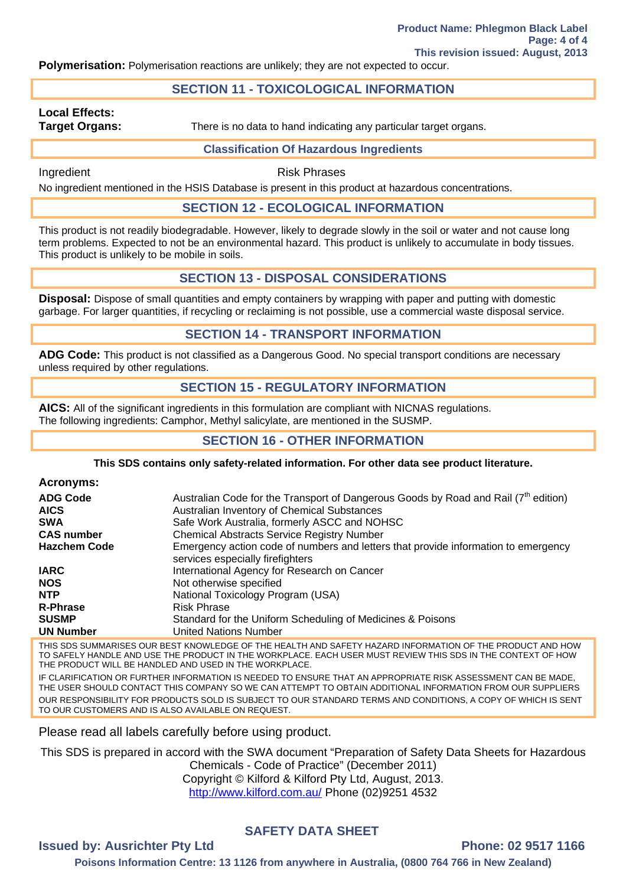**Polymerisation:** Polymerisation reactions are unlikely; they are not expected to occur.

## SECTION 11 - TOXICOLOGICAL INFORMATION

**Local Effects:**

**Target Organs:** There is no data to hand indicating any particular target organs.

### Classification Of Hazardous Ingredients

| Ingredient | Risk Phrases |
|---|---|

No ingredient mentioned in the HSIS Database is present in this product at hazardous concentrations.

## SECTION 12 - ECOLOGICAL INFORMATION

This product is not readily biodegradable. However, likely to degrade slowly in the soil or water and not cause long term problems. Expected to not be an environmental hazard. This product is unlikely to accumulate in body tissues. This product is unlikely to be mobile in soils.

## SECTION 13 - DISPOSAL CONSIDERATIONS

**Disposal:** Dispose of small quantities and empty containers by wrapping with paper and putting with domestic garbage. For larger quantities, if recycling or reclaiming is not possible, use a commercial waste disposal service.

## SECTION 14 - TRANSPORT INFORMATION

**ADG Code:** This product is not classified as a Dangerous Good. No special transport conditions are necessary unless required by other regulations.

## SECTION 15 - REGULATORY INFORMATION

**AICS:** All of the significant ingredients in this formulation are compliant with NICNAS regulations.
The following ingredients: Camphor, Methyl salicylate, are mentioned in the SUSMP.

## SECTION 16 - OTHER INFORMATION

**This SDS contains only safety-related information. For other data see product literature.**

**Acronyms:**

| | |
|---|---|
| **ADG Code** | Australian Code for the Transport of Dangerous Goods by Road and Rail (7th edition) |
| **AICS** | Australian Inventory of Chemical Substances |
| **SWA** | Safe Work Australia, formerly ASCC and NOHSC |
| **CAS number** | Chemical Abstracts Service Registry Number |
| **Hazchem Code** | Emergency action code of numbers and letters that provide information to emergency services especially firefighters |
| **IARC** | International Agency for Research on Cancer |
| **NOS** | Not otherwise specified |
| **NTP** | National Toxicology Program (USA) |
| **R-Phrase** | Risk Phrase |
| **SUSMP** | Standard for the Uniform Scheduling of Medicines & Poisons |
| **UN Number** | United Nations Number |

THIS SDS SUMMARISES OUR BEST KNOWLEDGE OF THE HEALTH AND SAFETY HAZARD INFORMATION OF THE PRODUCT AND HOW TO SAFELY HANDLE AND USE THE PRODUCT IN THE WORKPLACE. EACH USER MUST REVIEW THIS SDS IN THE CONTEXT OF HOW THE PRODUCT WILL BE HANDLED AND USED IN THE WORKPLACE.

IF CLARIFICATION OR FURTHER INFORMATION IS NEEDED TO ENSURE THAT AN APPROPRIATE RISK ASSESSMENT CAN BE MADE, THE USER SHOULD CONTACT THIS COMPANY SO WE CAN ATTEMPT TO OBTAIN ADDITIONAL INFORMATION FROM OUR SUPPLIERS

OUR RESPONSIBILITY FOR PRODUCTS SOLD IS SUBJECT TO OUR STANDARD TERMS AND CONDITIONS, A COPY OF WHICH IS SENT TO OUR CUSTOMERS AND IS ALSO AVAILABLE ON REQUEST.

Please read all labels carefully before using product.

This SDS is prepared in accord with the SWA document "Preparation of Safety Data Sheets for Hazardous Chemicals - Code of Practice" (December 2011)
Copyright © Kilford & Kilford Pty Ltd, August, 2013.
http://www.kilford.com.au/ Phone (02)9251 4532